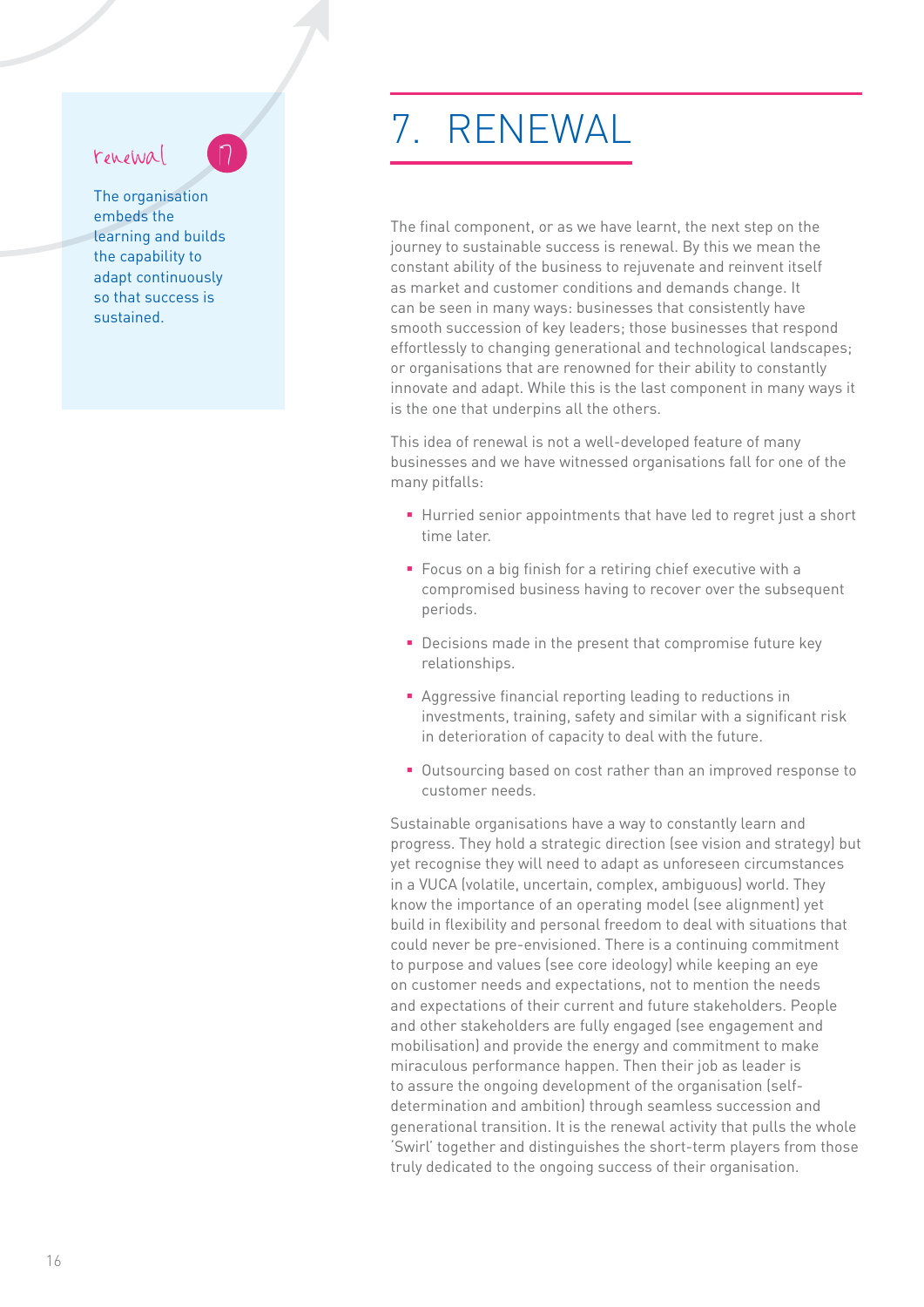renewal 7

The organisation embeds the learning and builds the capability to adapt continuously so that success is sustained.

# 7. RENEWAL

The final component, or as we have learnt, the next step on the journey to sustainable success is renewal. By this we mean the constant ability of the business to rejuvenate and reinvent itself as market and customer conditions and demands change. It can be seen in many ways: businesses that consistently have smooth succession of key leaders; those businesses that respond effortlessly to changing generational and technological landscapes; or organisations that are renowned for their ability to constantly innovate and adapt. While this is the last component in many ways it is the one that underpins all the others.

This idea of renewal is not a well-developed feature of many businesses and we have witnessed organisations fall for one of the many pitfalls:

- Hurried senior appointments that have led to regret just a short time later.
- Focus on a big finish for a retiring chief executive with a compromised business having to recover over the subsequent periods.
- Decisions made in the present that compromise future key relationships.
- Aggressive financial reporting leading to reductions in investments, training, safety and similar with a significant risk in deterioration of capacity to deal with the future.
- Outsourcing based on cost rather than an improved response to customer needs.

Sustainable organisations have a way to constantly learn and progress. They hold a strategic direction (see vision and strategy) but yet recognise they will need to adapt as unforeseen circumstances in a VUCA (volatile, uncertain, complex, ambiguous) world. They know the importance of an operating model (see alignment) yet build in flexibility and personal freedom to deal with situations that could never be pre-envisioned. There is a continuing commitment to purpose and values (see core ideology) while keeping an eye on customer needs and expectations, not to mention the needs and expectations of their current and future stakeholders. People and other stakeholders are fully engaged (see engagement and mobilisation) and provide the energy and commitment to make miraculous performance happen. Then their job as leader is to assure the ongoing development of the organisation (self-determination and ambition) through seamless succession and generational transition. It is the renewal activity that pulls the whole 'Swirl' together and distinguishes the short-term players from those truly dedicated to the ongoing success of their organisation.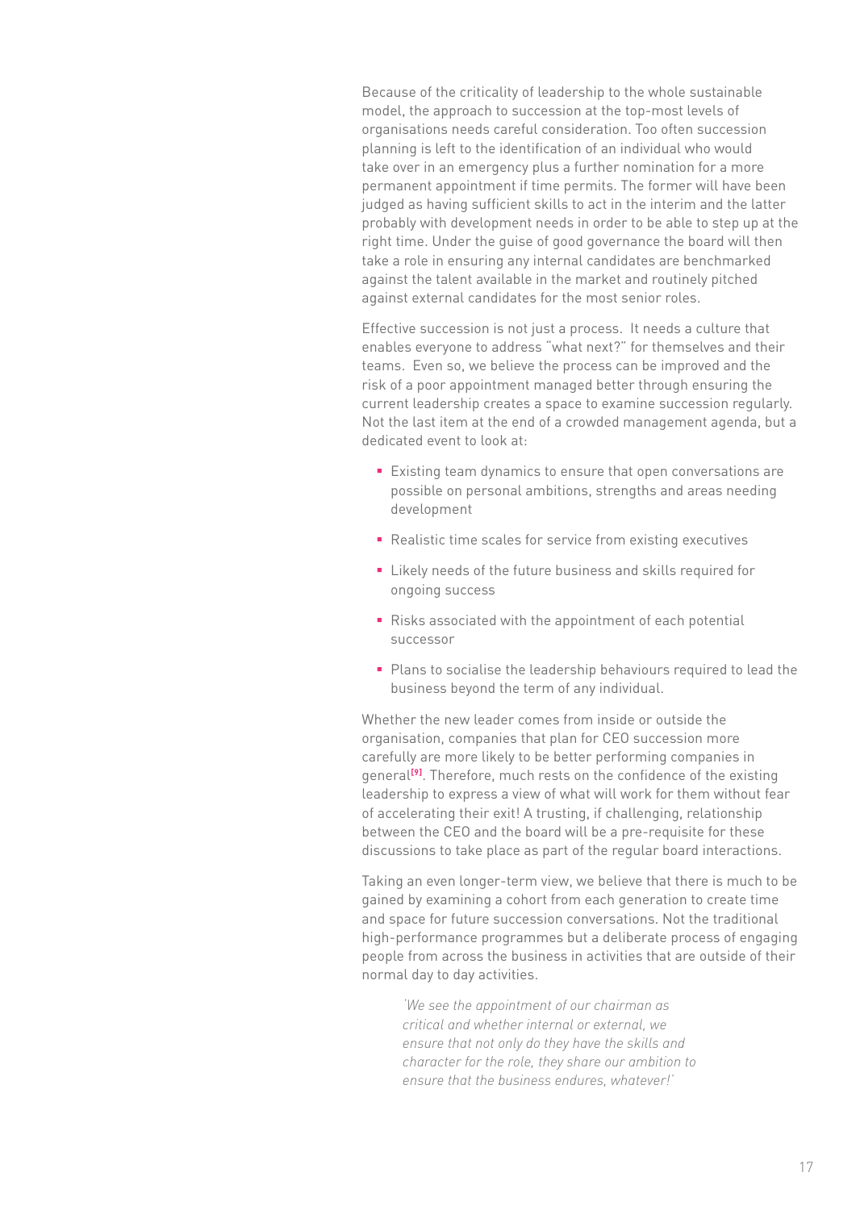Because of the criticality of leadership to the whole sustainable model, the approach to succession at the top-most levels of organisations needs careful consideration. Too often succession planning is left to the identification of an individual who would take over in an emergency plus a further nomination for a more permanent appointment if time permits. The former will have been judged as having sufficient skills to act in the interim and the latter probably with development needs in order to be able to step up at the right time. Under the guise of good governance the board will then take a role in ensuring any internal candidates are benchmarked against the talent available in the market and routinely pitched against external candidates for the most senior roles.

Effective succession is not just a process. It needs a culture that enables everyone to address "what next?" for themselves and their teams. Even so, we believe the process can be improved and the risk of a poor appointment managed better through ensuring the current leadership creates a space to examine succession regularly. Not the last item at the end of a crowded management agenda, but a dedicated event to look at:

- Existing team dynamics to ensure that open conversations are possible on personal ambitions, strengths and areas needing development
- Realistic time scales for service from existing executives
- Likely needs of the future business and skills required for ongoing success
- Risks associated with the appointment of each potential successor
- Plans to socialise the leadership behaviours required to lead the business beyond the term of any individual.

Whether the new leader comes from inside or outside the organisation, companies that plan for CEO succession more carefully are more likely to be better performing companies in general[9]. Therefore, much rests on the confidence of the existing leadership to express a view of what will work for them without fear of accelerating their exit! A trusting, if challenging, relationship between the CEO and the board will be a pre-requisite for these discussions to take place as part of the regular board interactions.

Taking an even longer-term view, we believe that there is much to be gained by examining a cohort from each generation to create time and space for future succession conversations. Not the traditional high-performance programmes but a deliberate process of engaging people from across the business in activities that are outside of their normal day to day activities.

> *'We see the appointment of our chairman as critical and whether internal or external, we ensure that not only do they have the skills and character for the role, they share our ambition to ensure that the business endures, whatever!'*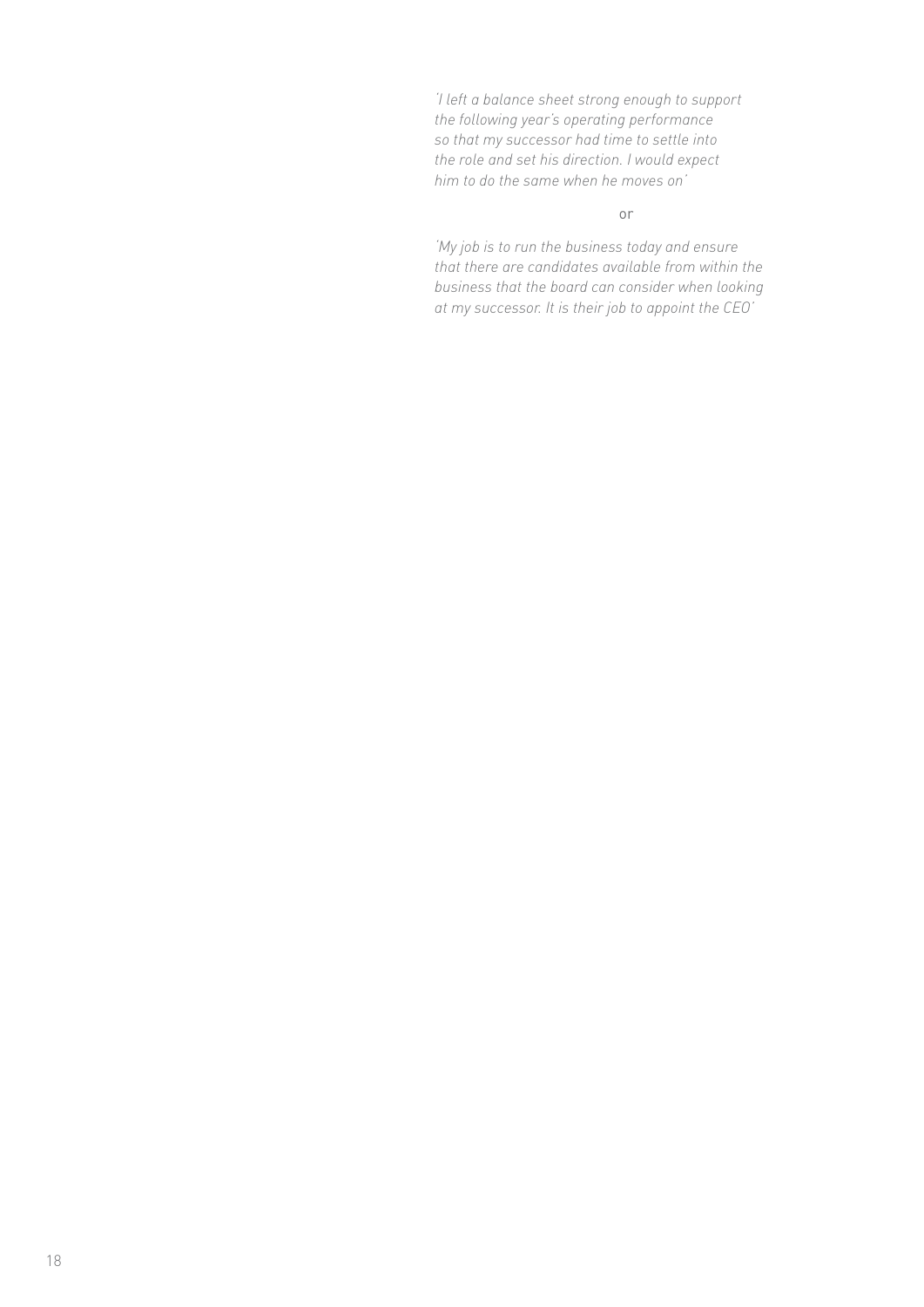*'I left a balance sheet strong enough to support the following year's operating performance so that my successor had time to settle into the role and set his direction. I would expect him to do the same when he moves on'*

or

*'My job is to run the business today and ensure that there are candidates available from within the business that the board can consider when looking at my successor. It is their job to appoint the CEO'*